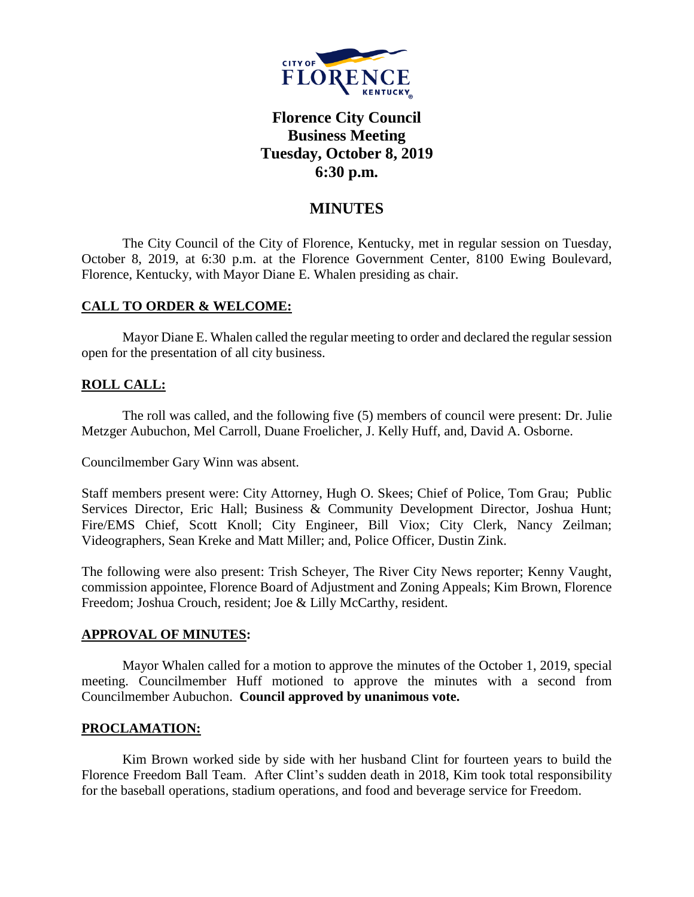# Florence City Council Business Meeting Tuesday, October 8, 2019 6:30 p.m.

## MINUTES

The City Council of the City of Florence, Kentucky, met in regular session on Tuesday, October 8, 2019, at 6:30 p.m. at the Florence Government Center, 8100 Ewing Boulevard, Florence, Kentucky, with Mayor Diane E. Whalen presiding as chair.

### CALL TO ORDER & WELCOME:

Mayor Diane E. Whalen called the regular meeting to order and declared the regular session open for the presentation of all city business.

### ROLL CALL:

The roll was called, and the following five (5) members of council were present: Dr. Julie Metzger Aubuchon, Mel Carroll, Duane Froelicher, J. Kelly Huff, and, David A. Osborne.

Councilmember Gary Winn was absent.

Staff members present were: City Attorney, Hugh O. Skees; Chief of Police, Tom Grau; Public Services Director, Eric Hall; Business & Community Development Director, Joshua Hunt; Fire/EMS Chief, Scott Knoll; City Engineer, Bill Viox; City Clerk, Nancy Zeilman; Videographers, Sean Kreke and Matt Miller; and, Police Officer, Dustin Zink.

The following were also present: Trish Scheyer, The River City News reporter; Kenny Vaught, commission appointee, Florence Board of Adjustment and Zoning Appeals; Kim Brown, Florence Freedom; Joshua Crouch, resident; Joe & Lilly McCarthy, resident.

### APPROVAL OF MINUTES:

Mayor Whalen called for a motion to approve the minutes of the October 1, 2019, special meeting. Councilmember Huff motioned to approve the minutes with a second from Councilmember Aubuchon. **Council approved by unanimous vote.**

### PROCLAMATION:

Kim Brown worked side by side with her husband Clint for fourteen years to build the Florence Freedom Ball Team. After Clint's sudden death in 2018, Kim took total responsibility for the baseball operations, stadium operations, and food and beverage service for Freedom.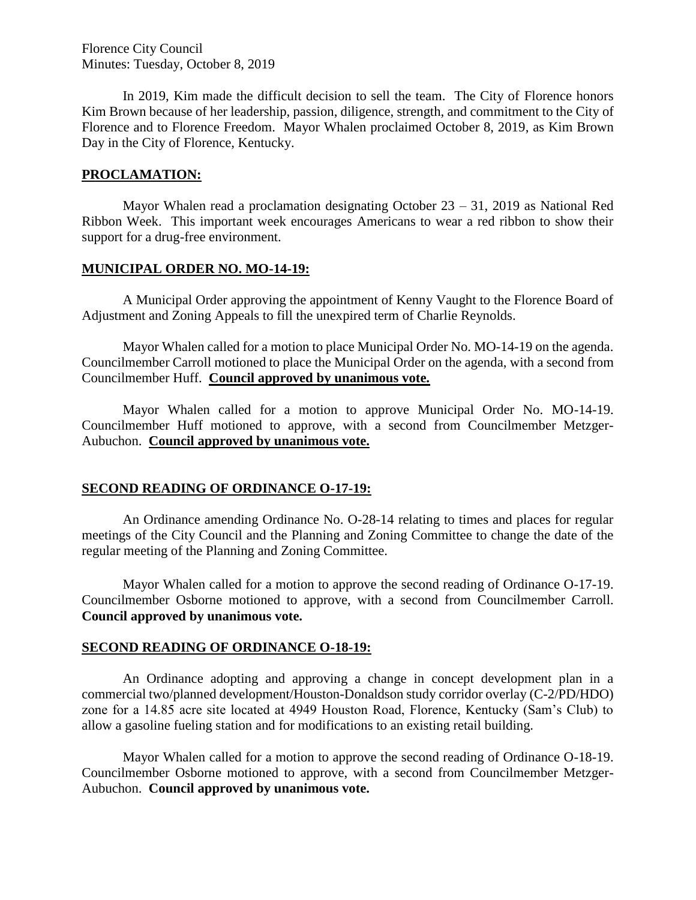In 2019, Kim made the difficult decision to sell the team. The City of Florence honors Kim Brown because of her leadership, passion, diligence, strength, and commitment to the City of Florence and to Florence Freedom. Mayor Whalen proclaimed October 8, 2019, as Kim Brown Day in the City of Florence, Kentucky.

## PROCLAMATION:

Mayor Whalen read a proclamation designating October 23 – 31, 2019 as National Red Ribbon Week. This important week encourages Americans to wear a red ribbon to show their support for a drug-free environment.

## MUNICIPAL ORDER NO. MO-14-19:

A Municipal Order approving the appointment of Kenny Vaught to the Florence Board of Adjustment and Zoning Appeals to fill the unexpired term of Charlie Reynolds.

Mayor Whalen called for a motion to place Municipal Order No. MO-14-19 on the agenda. Councilmember Carroll motioned to place the Municipal Order on the agenda, with a second from Councilmember Huff. **Council approved by unanimous vote.**

Mayor Whalen called for a motion to approve Municipal Order No. MO-14-19. Councilmember Huff motioned to approve, with a second from Councilmember Metzger-Aubuchon. **Council approved by unanimous vote.**

## SECOND READING OF ORDINANCE O-17-19:

An Ordinance amending Ordinance No. O-28-14 relating to times and places for regular meetings of the City Council and the Planning and Zoning Committee to change the date of the regular meeting of the Planning and Zoning Committee.

Mayor Whalen called for a motion to approve the second reading of Ordinance O-17-19. Councilmember Osborne motioned to approve, with a second from Councilmember Carroll. **Council approved by unanimous vote.**

## SECOND READING OF ORDINANCE O-18-19:

An Ordinance adopting and approving a change in concept development plan in a commercial two/planned development/Houston-Donaldson study corridor overlay (C-2/PD/HDO) zone for a 14.85 acre site located at 4949 Houston Road, Florence, Kentucky (Sam's Club) to allow a gasoline fueling station and for modifications to an existing retail building.

Mayor Whalen called for a motion to approve the second reading of Ordinance O-18-19. Councilmember Osborne motioned to approve, with a second from Councilmember Metzger-Aubuchon. **Council approved by unanimous vote.**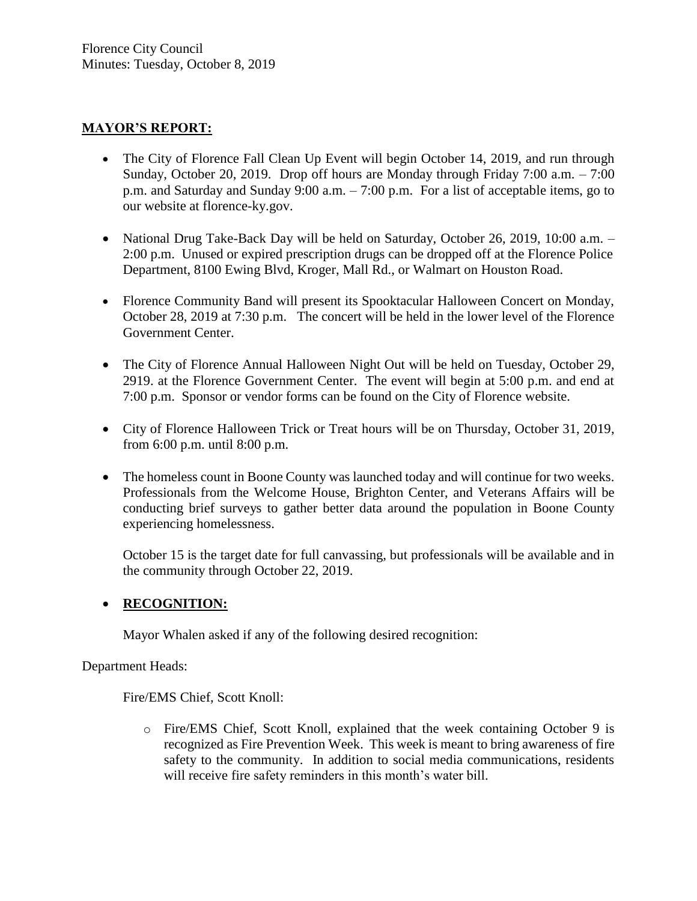## **MAYOR'S REPORT:**

- The City of Florence Fall Clean Up Event will begin October 14, 2019, and run through Sunday, October 20, 2019. Drop off hours are Monday through Friday 7:00 a.m. – 7:00 p.m. and Saturday and Sunday 9:00 a.m. – 7:00 p.m. For a list of acceptable items, go to our website at florence-ky.gov.

- National Drug Take-Back Day will be held on Saturday, October 26, 2019, 10:00 a.m. – 2:00 p.m. Unused or expired prescription drugs can be dropped off at the Florence Police Department, 8100 Ewing Blvd, Kroger, Mall Rd., or Walmart on Houston Road.

- Florence Community Band will present its Spooktacular Halloween Concert on Monday, October 28, 2019 at 7:30 p.m. The concert will be held in the lower level of the Florence Government Center.

- The City of Florence Annual Halloween Night Out will be held on Tuesday, October 29, 2919. at the Florence Government Center. The event will begin at 5:00 p.m. and end at 7:00 p.m. Sponsor or vendor forms can be found on the City of Florence website.

- City of Florence Halloween Trick or Treat hours will be on Thursday, October 31, 2019, from 6:00 p.m. until 8:00 p.m.

- The homeless count in Boone County was launched today and will continue for two weeks. Professionals from the Welcome House, Brighton Center, and Veterans Affairs will be conducting brief surveys to gather better data around the population in Boone County experiencing homelessness.

  October 15 is the target date for full canvassing, but professionals will be available and in the community through October 22, 2019.

- **RECOGNITION:**

  Mayor Whalen asked if any of the following desired recognition:

Department Heads:

Fire/EMS Chief, Scott Knoll:

- Fire/EMS Chief, Scott Knoll, explained that the week containing October 9 is recognized as Fire Prevention Week. This week is meant to bring awareness of fire safety to the community. In addition to social media communications, residents will receive fire safety reminders in this month's water bill.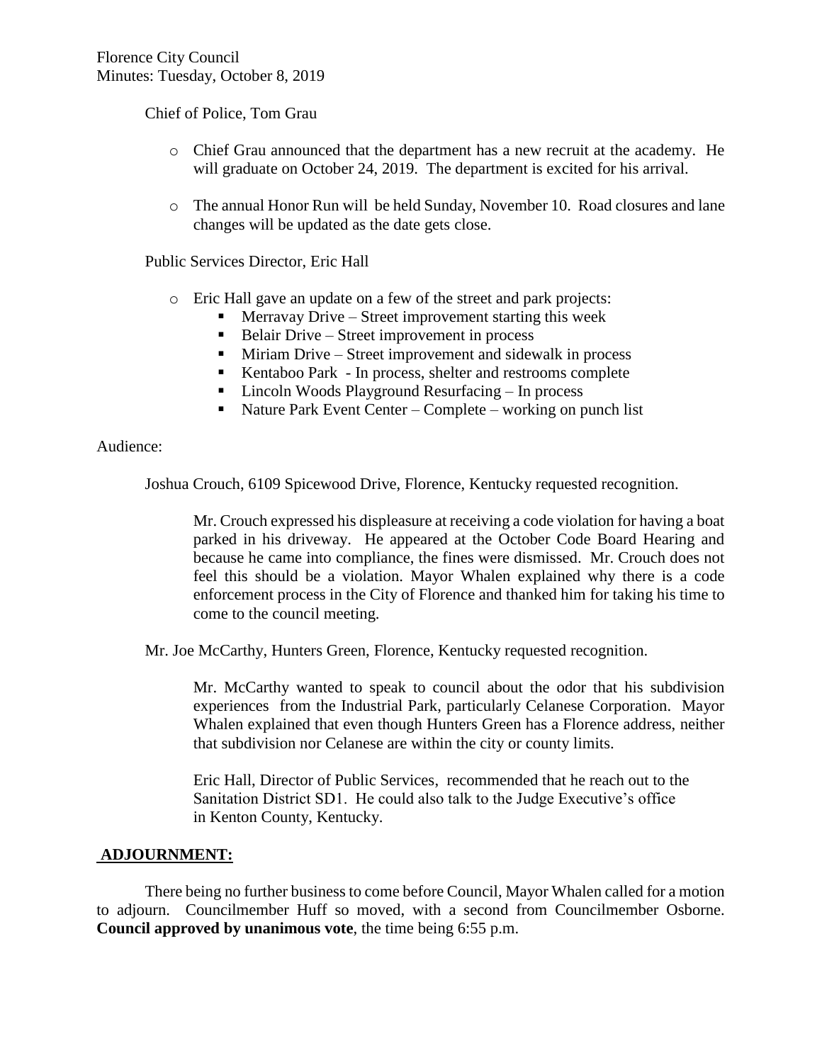Chief of Police, Tom Grau

- Chief Grau announced that the department has a new recruit at the academy. He will graduate on October 24, 2019. The department is excited for his arrival.
- The annual Honor Run will be held Sunday, November 10. Road closures and lane changes will be updated as the date gets close.

Public Services Director, Eric Hall

- Eric Hall gave an update on a few of the street and park projects:
  - Merravay Drive – Street improvement starting this week
  - Belair Drive – Street improvement in process
  - Miriam Drive – Street improvement and sidewalk in process
  - Kentaboo Park - In process, shelter and restrooms complete
  - Lincoln Woods Playground Resurfacing – In process
  - Nature Park Event Center – Complete – working on punch list

Audience:

Joshua Crouch, 6109 Spicewood Drive, Florence, Kentucky requested recognition.

> Mr. Crouch expressed his displeasure at receiving a code violation for having a boat parked in his driveway. He appeared at the October Code Board Hearing and because he came into compliance, the fines were dismissed. Mr. Crouch does not feel this should be a violation. Mayor Whalen explained why there is a code enforcement process in the City of Florence and thanked him for taking his time to come to the council meeting.

Mr. Joe McCarthy, Hunters Green, Florence, Kentucky requested recognition.

> Mr. McCarthy wanted to speak to council about the odor that his subdivision experiences from the Industrial Park, particularly Celanese Corporation. Mayor Whalen explained that even though Hunters Green has a Florence address, neither that subdivision nor Celanese are within the city or county limits.
>
> Eric Hall, Director of Public Services, recommended that he reach out to the Sanitation District SD1. He could also talk to the Judge Executive's office in Kenton County, Kentucky.

## ADJOURNMENT:

There being no further business to come before Council, Mayor Whalen called for a motion to adjourn. Councilmember Huff so moved, with a second from Councilmember Osborne. **Council approved by unanimous vote**, the time being 6:55 p.m.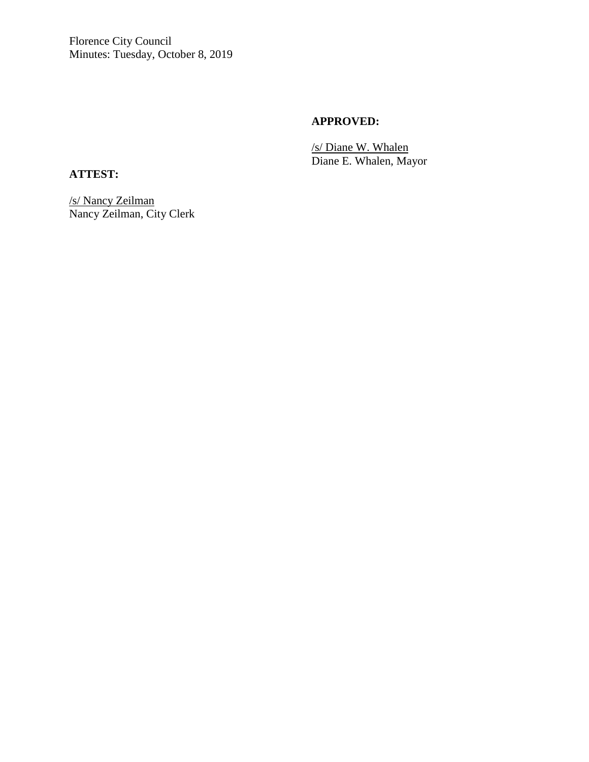**APPROVED:**

/s/ Diane W. Whalen
Diane E. Whalen, Mayor

**ATTEST:**

/s/ Nancy Zeilman
Nancy Zeilman, City Clerk